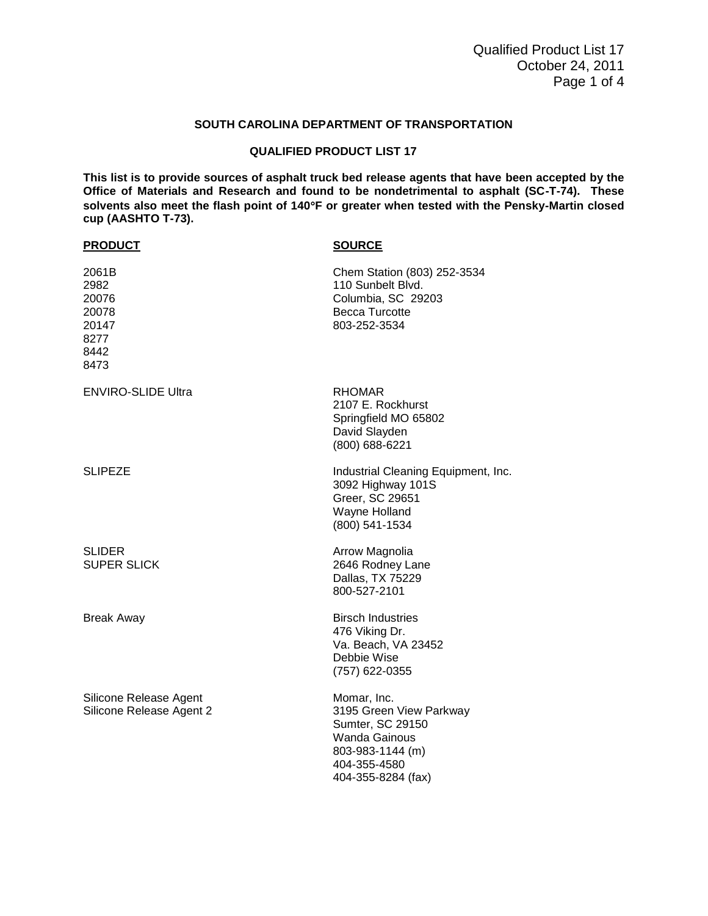**SOUTH CAROLINA DEPARTMENT OF TRANSPORTATION**

**QUALIFIED PRODUCT LIST 17**

**This list is to provide sources of asphalt truck bed release agents that have been accepted by the Office of Materials and Research and found to be nondetrimental to asphalt (SC-T-74). These solvents also meet the flash point of 140°F or greater when tested with the Pensky-Martin closed cup (AASHTO T-73).**

| **PRODUCT** | **SOURCE** |
| --- | --- |
| 2061B<br>2982<br>20076<br>20078<br>20147<br>8277<br>8442<br>8473 | Chem Station (803) 252-3534<br>110 Sunbelt Blvd.<br>Columbia, SC 29203<br>Becca Turcotte<br>803-252-3534 |
| ENVIRO-SLIDE Ultra | RHOMAR<br>2107 E. Rockhurst<br>Springfield MO 65802<br>David Slayden<br>(800) 688-6221 |
| SLIPEZE | Industrial Cleaning Equipment, Inc.<br>3092 Highway 101S<br>Greer, SC 29651<br>Wayne Holland<br>(800) 541-1534 |
| SLIDER<br>SUPER SLICK | Arrow Magnolia<br>2646 Rodney Lane<br>Dallas, TX 75229<br>800-527-2101 |
| Break Away | Birsch Industries<br>476 Viking Dr.<br>Va. Beach, VA 23452<br>Debbie Wise<br>(757) 622-0355 |
| Silicone Release Agent<br>Silicone Release Agent 2 | Momar, Inc.<br>3195 Green View Parkway<br>Sumter, SC 29150<br>Wanda Gainous<br>803-983-1144 (m)<br>404-355-4580<br>404-355-8284 (fax) |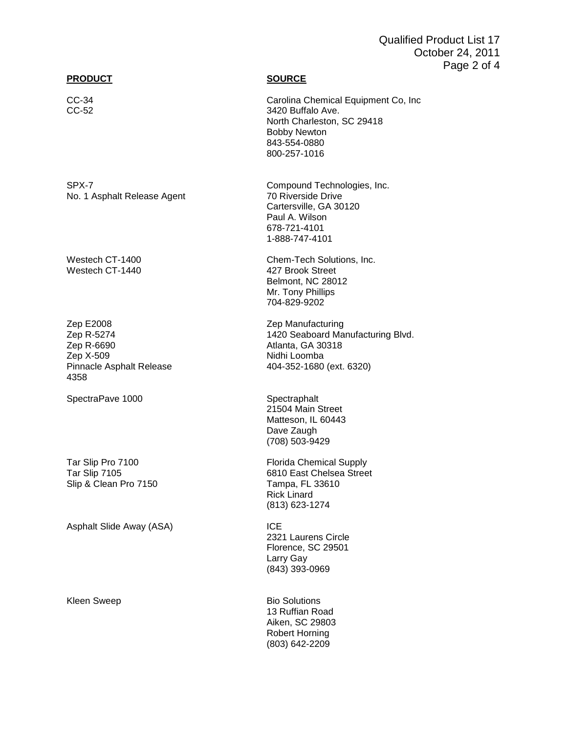| PRODUCT | SOURCE |
|---|---|
| CC-34<br>CC-52 | Carolina Chemical Equipment Co, Inc<br>3420 Buffalo Ave.<br>North Charleston, SC 29418<br>Bobby Newton<br>843-554-0880<br>800-257-1016 |
| SPX-7<br>No. 1 Asphalt Release Agent | Compound Technologies, Inc.<br>70 Riverside Drive<br>Cartersville, GA 30120<br>Paul A. Wilson<br>678-721-4101<br>1-888-747-4101 |
| Westech CT-1400<br>Westech CT-1440 | Chem-Tech Solutions, Inc.<br>427 Brook Street<br>Belmont, NC 28012<br>Mr. Tony Phillips<br>704-829-9202 |
| Zep E2008<br>Zep R-5274<br>Zep R-6690<br>Zep X-509<br>Pinnacle Asphalt Release 4358 | Zep Manufacturing<br>1420 Seaboard Manufacturing Blvd.<br>Atlanta, GA 30318<br>Nidhi Loomba<br>404-352-1680 (ext. 6320) |
| SpectraPave 1000 | Spectraphalt<br>21504 Main Street<br>Matteson, IL 60443<br>Dave Zaugh<br>(708) 503-9429 |
| Tar Slip Pro 7100<br>Tar Slip 7105<br>Slip & Clean Pro 7150 | Florida Chemical Supply<br>6810 East Chelsea Street<br>Tampa, FL 33610<br>Rick Linard<br>(813) 623-1274 |
| Asphalt Slide Away (ASA) | ICE<br>2321 Laurens Circle<br>Florence, SC 29501<br>Larry Gay<br>(843) 393-0969 |
| Kleen Sweep | Bio Solutions<br>13 Ruffian Road<br>Aiken, SC 29803<br>Robert Horning<br>(803) 642-2209 |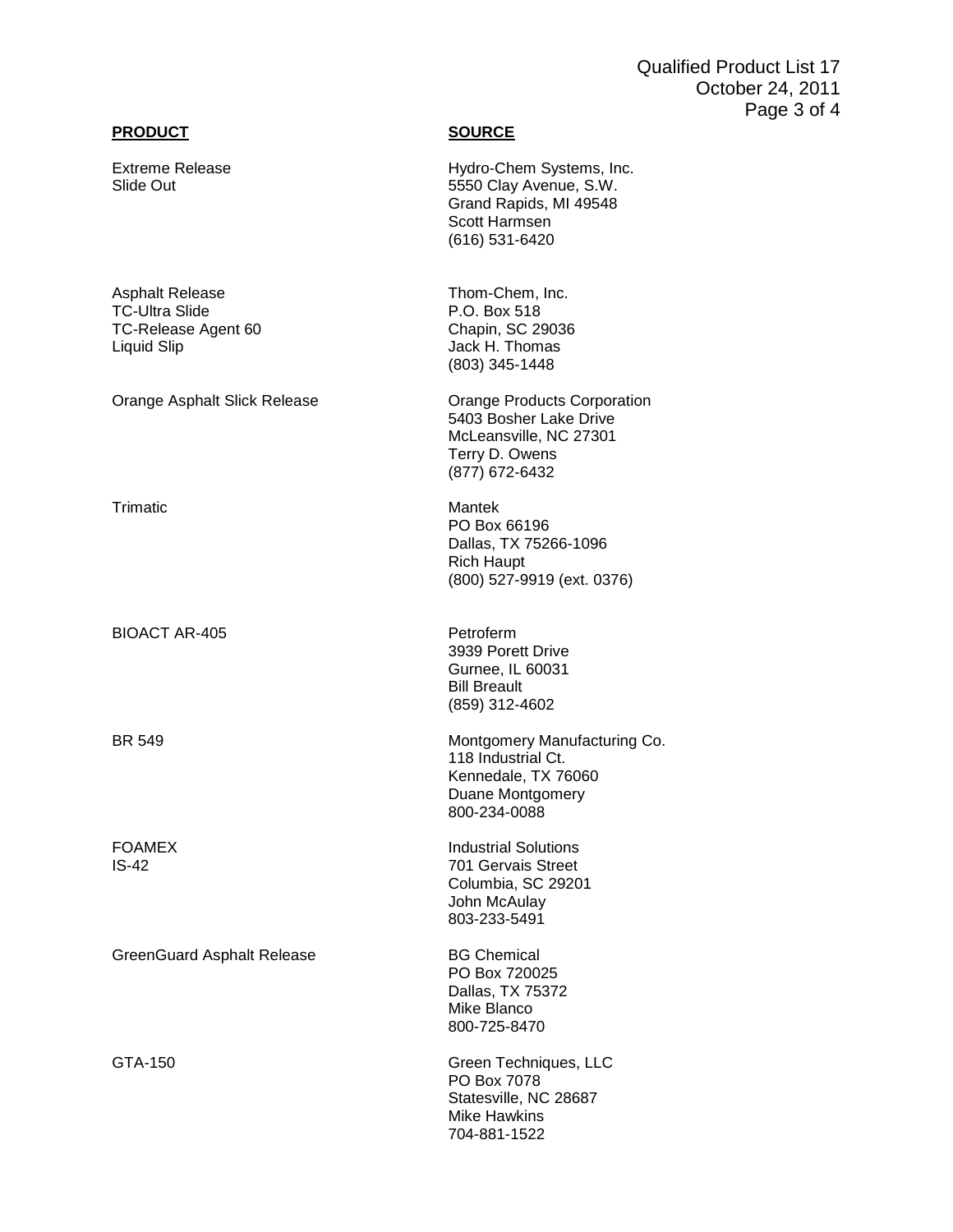| **PRODUCT** | **SOURCE** |
|---|---|
| Extreme Release<br>Slide Out | Hydro-Chem Systems, Inc.<br>5550 Clay Avenue, S.W.<br>Grand Rapids, MI 49548<br>Scott Harmsen<br>(616) 531-6420 |
| Asphalt Release<br>TC-Ultra Slide<br>TC-Release Agent 60<br>Liquid Slip | Thom-Chem, Inc.<br>P.O. Box 518<br>Chapin, SC 29036<br>Jack H. Thomas<br>(803) 345-1448 |
| Orange Asphalt Slick Release | Orange Products Corporation<br>5403 Bosher Lake Drive<br>McLeansville, NC 27301<br>Terry D. Owens<br>(877) 672-6432 |
| Trimatic | Mantek<br>PO Box 66196<br>Dallas, TX 75266-1096<br>Rich Haupt<br>(800) 527-9919 (ext. 0376) |
| BIOACT AR-405 | Petroferm<br>3939 Porett Drive<br>Gurnee, IL 60031<br>Bill Breault<br>(859) 312-4602 |
| BR 549 | Montgomery Manufacturing Co.<br>118 Industrial Ct.<br>Kennedale, TX 76060<br>Duane Montgomery<br>800-234-0088 |
| FOAMEX<br>IS-42 | Industrial Solutions<br>701 Gervais Street<br>Columbia, SC 29201<br>John McAulay<br>803-233-5491 |
| GreenGuard Asphalt Release | BG Chemical<br>PO Box 720025<br>Dallas, TX 75372<br>Mike Blanco<br>800-725-8470 |
| GTA-150 | Green Techniques, LLC<br>PO Box 7078<br>Statesville, NC 28687<br>Mike Hawkins<br>704-881-1522 |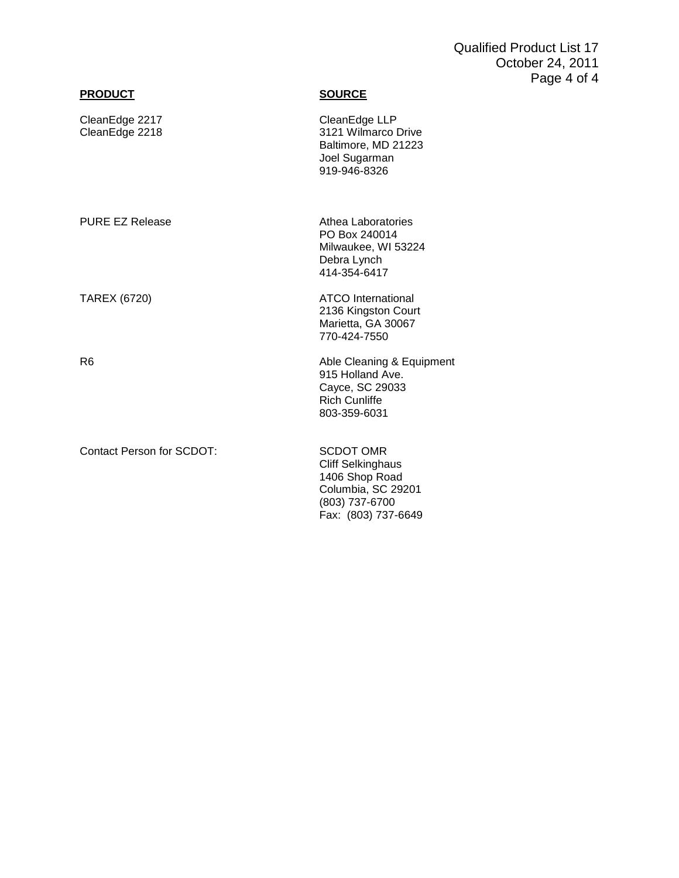| **PRODUCT** | **SOURCE** |
|---|---|
| CleanEdge 2217<br>CleanEdge 2218 | CleanEdge LLP<br>3121 Wilmarco Drive<br>Baltimore, MD 21223<br>Joel Sugarman<br>919-946-8326 |
| PURE EZ Release | Athea Laboratories<br>PO Box 240014<br>Milwaukee, WI 53224<br>Debra Lynch<br>414-354-6417 |
| TAREX (6720) | ATCO International<br>2136 Kingston Court<br>Marietta, GA 30067<br>770-424-7550 |
| R6 | Able Cleaning & Equipment<br>915 Holland Ave.<br>Cayce, SC 29033<br>Rich Cunliffe<br>803-359-6031 |
| Contact Person for SCDOT: | SCDOT OMR<br>Cliff Selkinghaus<br>1406 Shop Road<br>Columbia, SC 29201<br>(803) 737-6700<br>Fax: (803) 737-6649 |